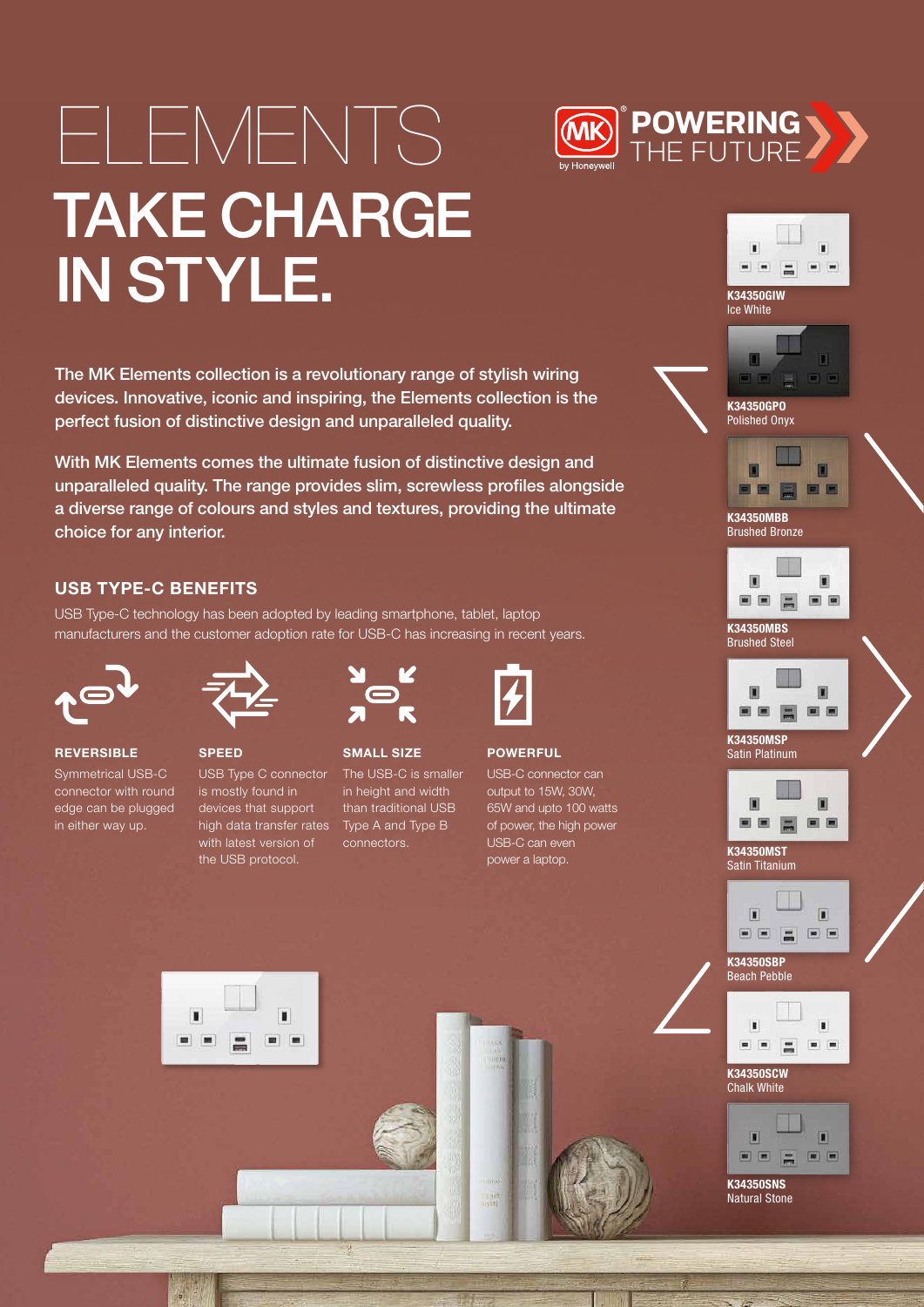# ELEMENTS

# TAKE CHARGE IN STYLE.

POWERING THE FUTURE

The MK Elements collection is a revolutionary range of stylish wiring devices. Innovative, iconic and inspiring, the Elements collection is the perfect fusion of distinctive design and unparalleled quality.

With MK Elements comes the ultimate fusion of distinctive design and unparalleled quality. The range provides slim, screwless profiles alongside a diverse range of colours and styles and textures, providing the ultimate choice for any interior.

## USB TYPE-C BENEFITS

USB Type-C technology has been adopted by leading smartphone, tablet, laptop manufacturers and the customer adoption rate for USB-C has increasing in recent years.

### REVERSIBLE

Symmetrical USB-C connector with round edge can be plugged in either way up.

### SPEED

USB Type C connector is mostly found in devices that support high data transfer rates with latest version of the USB protocol.

### SMALL SIZE

The USB-C is smaller in height and width than traditional USB Type A and Type B connectors.

### POWERFUL

USB-C connector can output to 15W, 30W, 65W and upto 100 watts of power, the high power USB-C can even power a laptop.

**K34350GIW**
Ice White

**K34350GPO**
Polished Onyx

**K34350MBB**
Brushed Bronze

**K34350MBS**
Brushed Steel

**K34350MSP**
Satin Platinum

**K34350MST**
Satin Titanium

**K34350SBP**
Beach Pebble

**K34350SCW**
Chalk White

**K34350SNS**
Natural Stone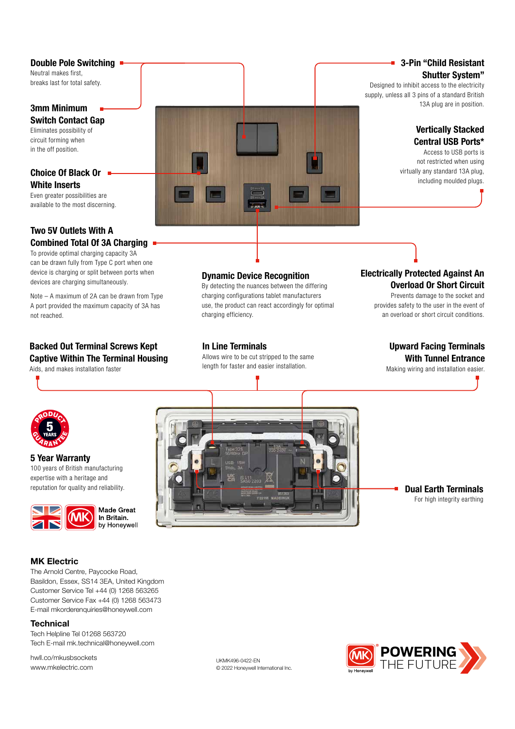### Double Pole Switching

Neutral makes first, breaks last for total safety.

### 3mm Minimum Switch Contact Gap

Eliminates possibility of circuit forming when in the off position.

### Choice Of Black Or White Inserts

Even greater possibilities are available to the most discerning.

### Two 5V Outlets With A Combined Total Of 3A Charging

To provide optimal charging capacity 3A can be drawn fully from Type C port when one device is charging or split between ports when devices are charging simultaneously.

Note – A maximum of 2A can be drawn from Type A port provided the maximum capacity of 3A has not reached.

### 3-Pin "Child Resistant Shutter System"

Designed to inhibit access to the electricity supply, unless all 3 pins of a standard British 13A plug are in position.

### Vertically Stacked Central USB Ports*

Access to USB ports is not restricted when using virtually any standard 13A plug, including moulded plugs.

### Dynamic Device Recognition

By detecting the nuances between the differing charging configurations tablet manufacturers use, the product can react accordingly for optimal charging efficiency.

### Electrically Protected Against An Overload Or Short Circuit

Prevents damage to the socket and provides safety to the user in the event of an overload or short circuit conditions.

### Backed Out Terminal Screws Kept Captive Within The Terminal Housing

Aids, and makes installation faster

### In Line Terminals

Allows wire to be cut stripped to the same length for faster and easier installation.

### Upward Facing Terminals With Tunnel Entrance

Making wiring and installation easier.

### Dual Earth Terminals

For high integrity earthing

### 5 Year Warranty

100 years of British manufacturing expertise with a heritage and reputation for quality and reliability.

Made Great In Britain. by Honeywell

### MK Electric

The Arnold Centre, Paycocke Road,
Basildon, Essex, SS14 3EA, United Kingdom
Customer Service Tel +44 (0) 1268 563265
Customer Service Fax +44 (0) 1268 563473
E-mail mkorderenquiries@honeywell.com

### Technical

Tech Helpline Tel 01268 563720
Tech E-mail mk.technical@honeywell.com

hwll.co/mkusbsockets
www.mkelectric.com

UKMK496-0422-EN
© 2022 Honeywell International Inc.

POWERING THE FUTURE